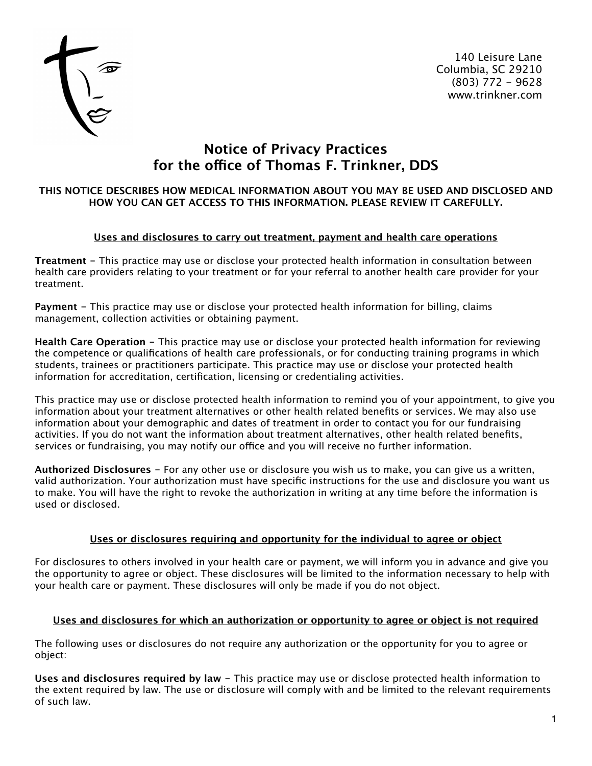140 Leisure Lane
Columbia, SC 29210
(803) 772 - 9628
www.trinkner.com

# Notice of Privacy Practices for the office of Thomas F. Trinkner, DDS

**THIS NOTICE DESCRIBES HOW MEDICAL INFORMATION ABOUT YOU MAY BE USED AND DISCLOSED AND HOW YOU CAN GET ACCESS TO THIS INFORMATION. PLEASE REVIEW IT CAREFULLY.**

## Uses and disclosures to carry out treatment, payment and health care operations

**Treatment** - This practice may use or disclose your protected health information in consultation between health care providers relating to your treatment or for your referral to another health care provider for your treatment.

**Payment** - This practice may use or disclose your protected health information for billing, claims management, collection activities or obtaining payment.

**Health Care Operation** - This practice may use or disclose your protected health information for reviewing the competence or qualifications of health care professionals, or for conducting training programs in which students, trainees or practitioners participate. This practice may use or disclose your protected health information for accreditation, certification, licensing or credentialing activities.

This practice may use or disclose protected health information to remind you of your appointment, to give you information about your treatment alternatives or other health related benefits or services. We may also use information about your demographic and dates of treatment in order to contact you for our fundraising activities. If you do not want the information about treatment alternatives, other health related benefits, services or fundraising, you may notify our office and you will receive no further information.

**Authorized Disclosures** - For any other use or disclosure you wish us to make, you can give us a written, valid authorization. Your authorization must have specific instructions for the use and disclosure you want us to make. You will have the right to revoke the authorization in writing at any time before the information is used or disclosed.

## Uses or disclosures requiring and opportunity for the individual to agree or object

For disclosures to others involved in your health care or payment, we will inform you in advance and give you the opportunity to agree or object. These disclosures will be limited to the information necessary to help with your health care or payment. These disclosures will only be made if you do not object.

## Uses and disclosures for which an authorization or opportunity to agree or object is not required

The following uses or disclosures do not require any authorization or the opportunity for you to agree or object:

**Uses and disclosures required by law** - This practice may use or disclose protected health information to the extent required by law. The use or disclosure will comply with and be limited to the relevant requirements of such law.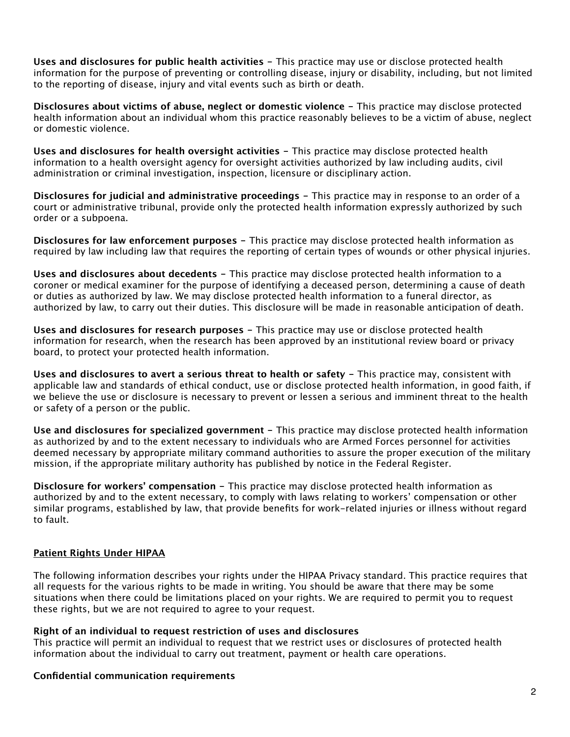**Uses and disclosures for public health activities -** This practice may use or disclose protected health information for the purpose of preventing or controlling disease, injury or disability, including, but not limited to the reporting of disease, injury and vital events such as birth or death.

**Disclosures about victims of abuse, neglect or domestic violence -** This practice may disclose protected health information about an individual whom this practice reasonably believes to be a victim of abuse, neglect or domestic violence.

**Uses and disclosures for health oversight activities -** This practice may disclose protected health information to a health oversight agency for oversight activities authorized by law including audits, civil administration or criminal investigation, inspection, licensure or disciplinary action.

**Disclosures for judicial and administrative proceedings -** This practice may in response to an order of a court or administrative tribunal, provide only the protected health information expressly authorized by such order or a subpoena.

**Disclosures for law enforcement purposes -** This practice may disclose protected health information as required by law including law that requires the reporting of certain types of wounds or other physical injuries.

**Uses and disclosures about decedents -** This practice may disclose protected health information to a coroner or medical examiner for the purpose of identifying a deceased person, determining a cause of death or duties as authorized by law. We may disclose protected health information to a funeral director, as authorized by law, to carry out their duties. This disclosure will be made in reasonable anticipation of death.

**Uses and disclosures for research purposes -** This practice may use or disclose protected health information for research, when the research has been approved by an institutional review board or privacy board, to protect your protected health information.

**Uses and disclosures to avert a serious threat to health or safety -** This practice may, consistent with applicable law and standards of ethical conduct, use or disclose protected health information, in good faith, if we believe the use or disclosure is necessary to prevent or lessen a serious and imminent threat to the health or safety of a person or the public.

**Use and disclosures for specialized government -** This practice may disclose protected health information as authorized by and to the extent necessary to individuals who are Armed Forces personnel for activities deemed necessary by appropriate military command authorities to assure the proper execution of the military mission, if the appropriate military authority has published by notice in the Federal Register.

**Disclosure for workers' compensation -** This practice may disclose protected health information as authorized by and to the extent necessary, to comply with laws relating to workers' compensation or other similar programs, established by law, that provide benefits for work-related injuries or illness without regard to fault.

## Patient Rights Under HIPAA

The following information describes your rights under the HIPAA Privacy standard. This practice requires that all requests for the various rights to be made in writing. You should be aware that there may be some situations when there could be limitations placed on your rights. We are required to permit you to request these rights, but we are not required to agree to your request.

### Right of an individual to request restriction of uses and disclosures

This practice will permit an individual to request that we restrict uses or disclosures of protected health information about the individual to carry out treatment, payment or health care operations.

### Confidential communication requirements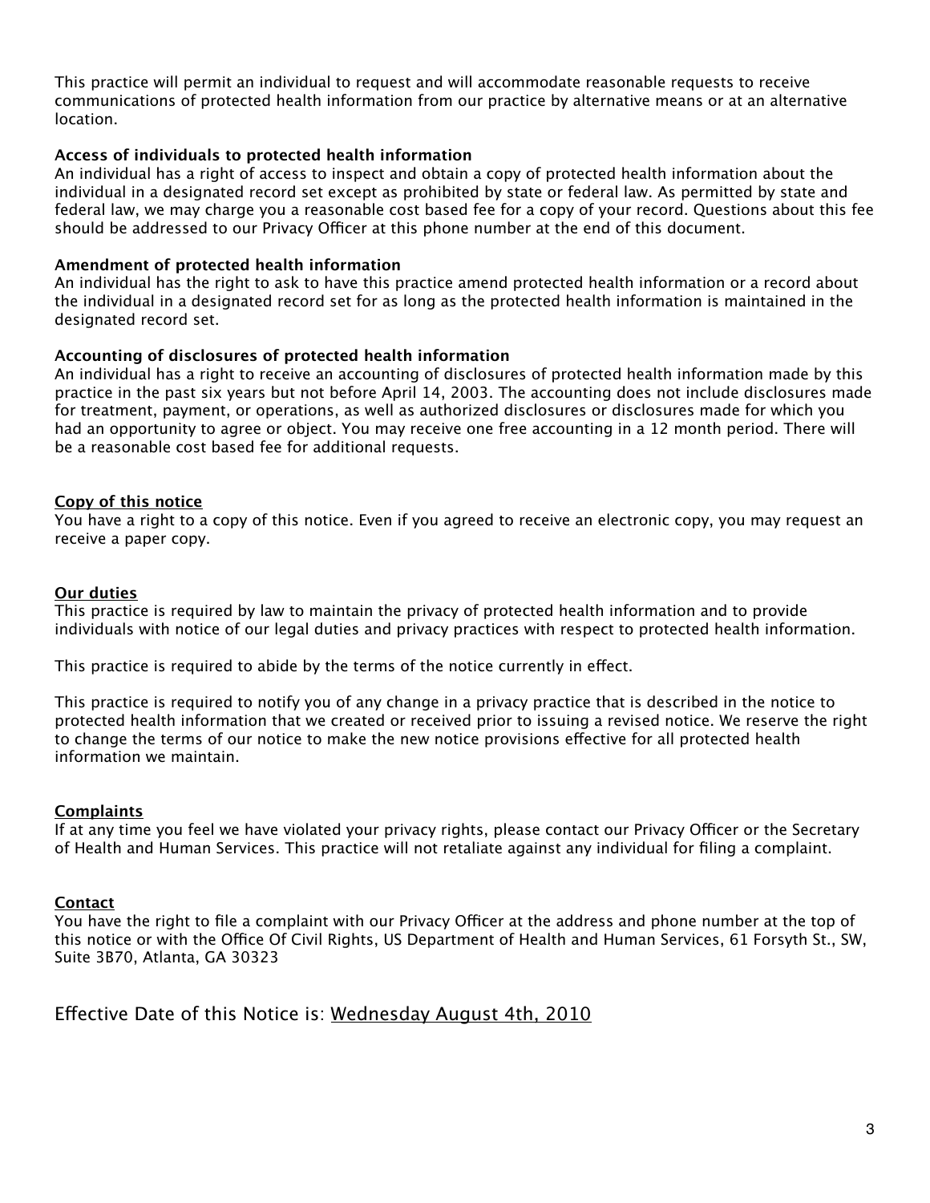This practice will permit an individual to request and will accommodate reasonable requests to receive communications of protected health information from our practice by alternative means or at an alternative location.

**Access of individuals to protected health information**
An individual has a right of access to inspect and obtain a copy of protected health information about the individual in a designated record set except as prohibited by state or federal law. As permitted by state and federal law, we may charge you a reasonable cost based fee for a copy of your record. Questions about this fee should be addressed to our Privacy Officer at this phone number at the end of this document.

**Amendment of protected health information**
An individual has the right to ask to have this practice amend protected health information or a record about the individual in a designated record set for as long as the protected health information is maintained in the designated record set.

**Accounting of disclosures of protected health information**
An individual has a right to receive an accounting of disclosures of protected health information made by this practice in the past six years but not before April 14, 2003. The accounting does not include disclosures made for treatment, payment, or operations, as well as authorized disclosures or disclosures made for which you had an opportunity to agree or object. You may receive one free accounting in a 12 month period. There will be a reasonable cost based fee for additional requests.

**Copy of this notice**
You have a right to a copy of this notice. Even if you agreed to receive an electronic copy, you may request an receive a paper copy.

**Our duties**
This practice is required by law to maintain the privacy of protected health information and to provide individuals with notice of our legal duties and privacy practices with respect to protected health information.

This practice is required to abide by the terms of the notice currently in effect.

This practice is required to notify you of any change in a privacy practice that is described in the notice to protected health information that we created or received prior to issuing a revised notice. We reserve the right to change the terms of our notice to make the new notice provisions effective for all protected health information we maintain.

**Complaints**
If at any time you feel we have violated your privacy rights, please contact our Privacy Officer or the Secretary of Health and Human Services. This practice will not retaliate against any individual for filing a complaint.

**Contact**
You have the right to file a complaint with our Privacy Officer at the address and phone number at the top of this notice or with the Office Of Civil Rights, US Department of Health and Human Services, 61 Forsyth St., SW, Suite 3B70, Atlanta, GA 30323

Effective Date of this Notice is: Wednesday August 4th, 2010